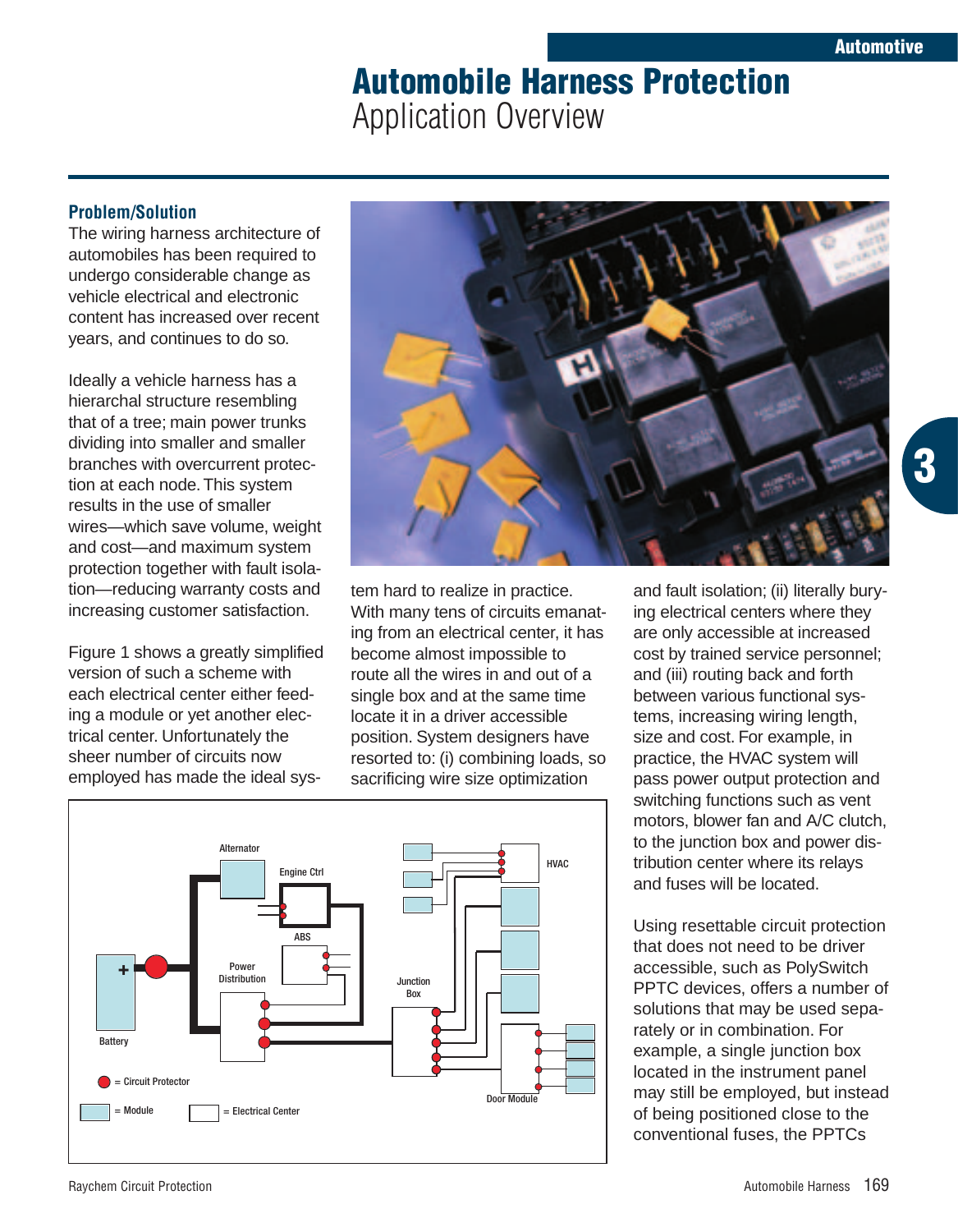# Automobile Harness Protection

## Application Overview

### Problem/Solution

The wiring harness architecture of automobiles has been required to undergo considerable change as vehicle electrical and electronic content has increased over recent years, and continues to do so.

Ideally a vehicle harness has a hierarchal structure resembling that of a tree; main power trunks dividing into smaller and smaller branches with overcurrent protection at each node. This system results in the use of smaller wires—which save volume, weight and cost—and maximum system protection together with fault isolation—reducing warranty costs and increasing customer satisfaction.

Figure 1 shows a greatly simplified version of such a scheme with each electrical center either feeding a module or yet another electrical center. Unfortunately the sheer number of circuits now employed has made the ideal system hard to realize in practice. With many tens of circuits emanating from an electrical center, it has become almost impossible to route all the wires in and out of a single box and at the same time locate it in a driver accessible position. System designers have resorted to: (i) combining loads, so sacrificing wire size optimization and fault isolation; (ii) literally burying electrical centers where they are only accessible at increased cost by trained service personnel; and (iii) routing back and forth between various functional systems, increasing wiring length, size and cost. For example, in practice, the HVAC system will pass power output protection and switching functions such as vent motors, blower fan and A/C clutch, to the junction box and power distribution center where its relays and fuses will be located.

Using resettable circuit protection that does not need to be driver accessible, such as PolySwitch PPTC devices, offers a number of solutions that may be used separately or in combination. For example, a single junction box located in the instrument panel may still be employed, but instead of being positioned close to the conventional fuses, the PPTCs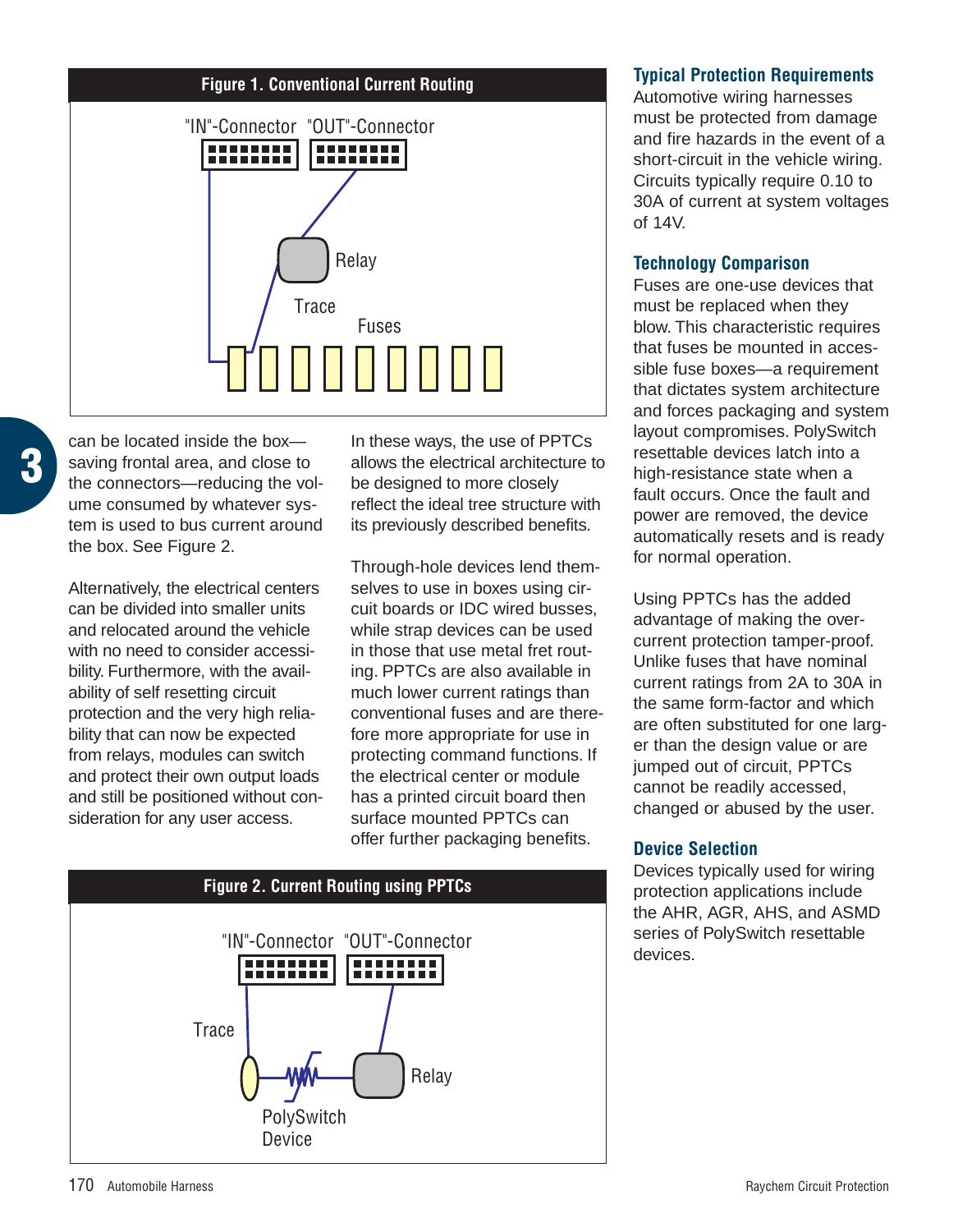**Figure 1. Conventional Current Routing**

"IN"-Connector "OUT"-Connector

Relay

Trace

Fuses

can be located inside the box—saving frontal area, and close to the connectors—reducing the volume consumed by whatever system is used to bus current around the box. See Figure 2.

Alternatively, the electrical centers can be divided into smaller units and relocated around the vehicle with no need to consider accessibility. Furthermore, with the availability of self resetting circuit protection and the very high reliability that can now be expected from relays, modules can switch and protect their own output loads and still be positioned without consideration for any user access.

In these ways, the use of PPTCs allows the electrical architecture to be designed to more closely reflect the ideal tree structure with its previously described benefits.

Through-hole devices lend themselves to use in boxes using circuit boards or IDC wired busses, while strap devices can be used in those that use metal fret routing. PPTCs are also available in much lower current ratings than conventional fuses and are therefore more appropriate for use in protecting command functions. If the electrical center or module has a printed circuit board then surface mounted PPTCs can offer further packaging benefits.

**Figure 2. Current Routing using PPTCs**

"IN"-Connector "OUT"-Connector

Trace

Relay

PolySwitch Device

## Typical Protection Requirements

Automotive wiring harnesses must be protected from damage and fire hazards in the event of a short-circuit in the vehicle wiring. Circuits typically require 0.10 to 30A of current at system voltages of 14V.

## Technology Comparison

Fuses are one-use devices that must be replaced when they blow. This characteristic requires that fuses be mounted in accessible fuse boxes—a requirement that dictates system architecture and forces packaging and system layout compromises. PolySwitch resettable devices latch into a high-resistance state when a fault occurs. Once the fault and power are removed, the device automatically resets and is ready for normal operation.

Using PPTCs has the added advantage of making the overcurrent protection tamper-proof. Unlike fuses that have nominal current ratings from 2A to 30A in the same form-factor and which are often substituted for one larger than the design value or are jumped out of circuit, PPTCs cannot be readily accessed, changed or abused by the user.

## Device Selection

Devices typically used for wiring protection applications include the AHR, AGR, AHS, and ASMD series of PolySwitch resettable devices.